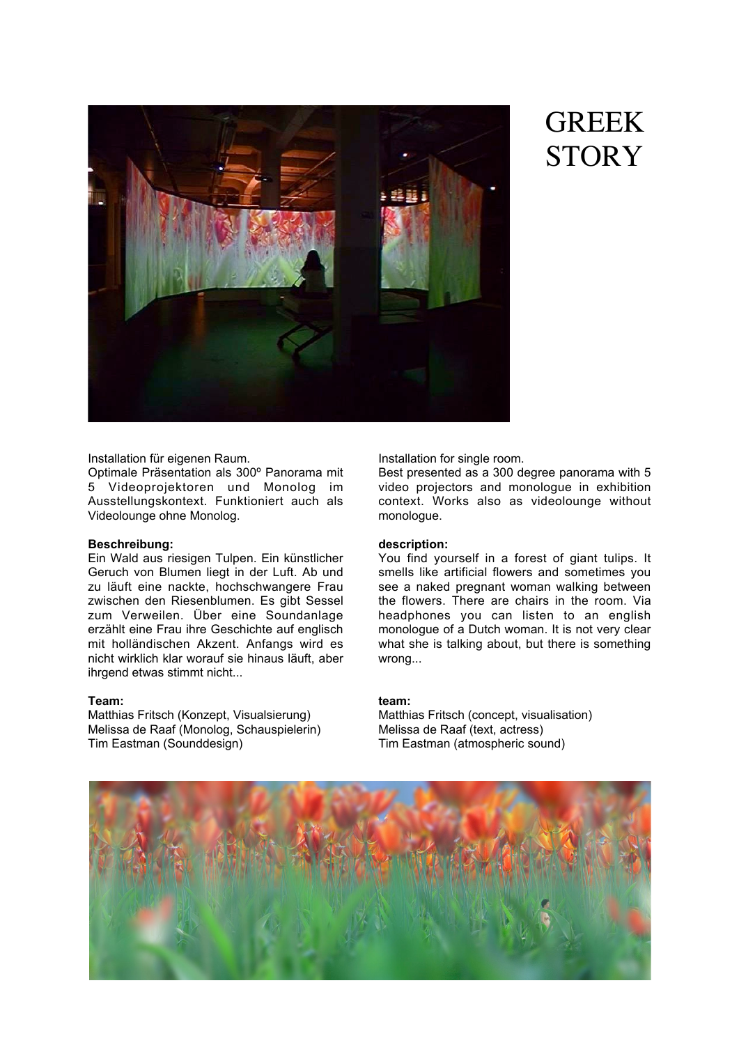# GREEK STORY

Installation für eigenen Raum.
Optimale Präsentation als 300º Panorama mit 5 Videoprojektoren und Monolog im Ausstellungskontext. Funktioniert auch als Videolounge ohne Monolog.

**Beschreibung:**
Ein Wald aus riesigen Tulpen. Ein künstlicher Geruch von Blumen liegt in der Luft. Ab und zu läuft eine nackte, hochschwangere Frau zwischen den Riesenblumen. Es gibt Sessel zum Verweilen. Über eine Soundanlage erzählt eine Frau ihre Geschichte auf englisch mit holländischen Akzent. Anfangs wird es nicht wirklich klar worauf sie hinaus läuft, aber ihrgend etwas stimmt nicht...

**Team:**
Matthias Fritsch (Konzept, Visualsierung)
Melissa de Raaf (Monolog, Schauspielerin)
Tim Eastman (Sounddesign)

Installation for single room.
Best presented as a 300 degree panorama with 5 video projectors and monologue in exhibition context. Works also as videolounge without monologue.

**description:**
You find yourself in a forest of giant tulips. It smells like artificial flowers and sometimes you see a naked pregnant woman walking between the flowers. There are chairs in the room. Via headphones you can listen to an english monologue of a Dutch woman. It is not very clear what she is talking about, but there is something wrong...

**team:**
Matthias Fritsch (concept, visualisation)
Melissa de Raaf (text, actress)
Tim Eastman (atmospheric sound)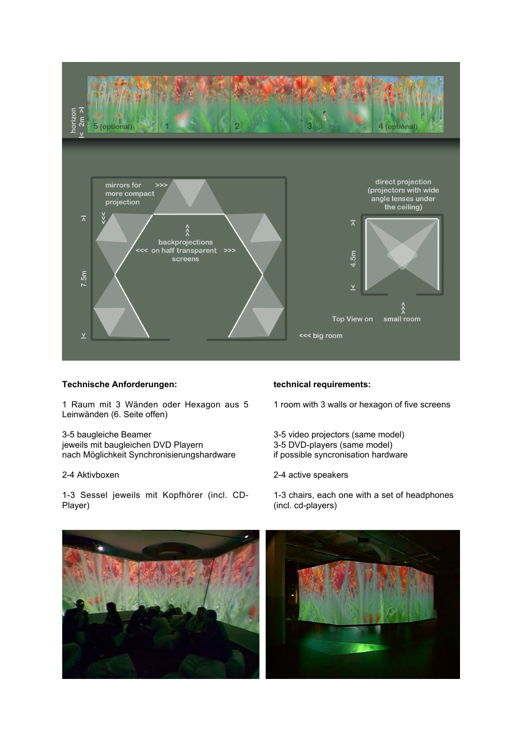**Technische Anforderungen:**

1 Raum mit 3 Wänden oder Hexagon aus 5 Leinwänden (6. Seite offen)

3-5 baugleiche Beamer
jeweils mit baugleichen DVD Playern
nach Möglichkeit Synchronisierungshardware

2-4 Aktivboxen

1-3 Sessel jeweils mit Kopfhörer (incl. CD-Player)

**technical requirements:**

1 room with 3 walls or hexagon of five screens

3-5 video projectors (same model)
3-5 DVD-players (same model)
if possible syncronisation hardware

2-4 active speakers

1-3 chairs, each one with a set of headphones (incl. cd-players)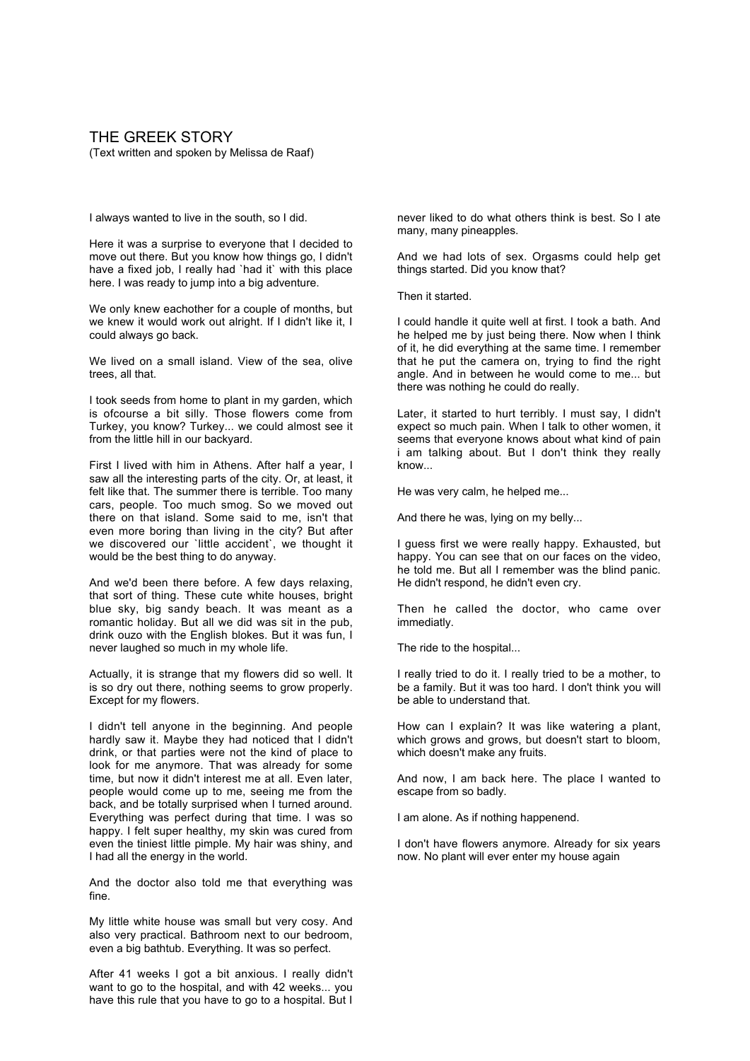# THE GREEK STORY

(Text written and spoken by Melissa de Raaf)

I always wanted to live in the south, so I did.

Here it was a surprise to everyone that I decided to move out there. But you know how things go, I didn't have a fixed job, I really had `had it` with this place here. I was ready to jump into a big adventure.

We only knew eachother for a couple of months, but we knew it would work out alright. If I didn't like it, I could always go back.

We lived on a small island. View of the sea, olive trees, all that.

I took seeds from home to plant in my garden, which is ofcourse a bit silly. Those flowers come from Turkey, you know? Turkey... we could almost see it from the little hill in our backyard.

First I lived with him in Athens. After half a year, I saw all the interesting parts of the city. Or, at least, it felt like that. The summer there is terrible. Too many cars, people. Too much smog. So we moved out there on that island. Some said to me, isn't that even more boring than living in the city? But after we discovered our `little accident`, we thought it would be the best thing to do anyway.

And we'd been there before. A few days relaxing, that sort of thing. These cute white houses, bright blue sky, big sandy beach. It was meant as a romantic holiday. But all we did was sit in the pub, drink ouzo with the English blokes. But it was fun, I never laughed so much in my whole life.

Actually, it is strange that my flowers did so well. It is so dry out there, nothing seems to grow properly. Except for my flowers.

I didn't tell anyone in the beginning. And people hardly saw it. Maybe they had noticed that I didn't drink, or that parties were not the kind of place to look for me anymore. That was already for some time, but now it didn't interest me at all. Even later, people would come up to me, seeing me from the back, and be totally surprised when I turned around. Everything was perfect during that time. I was so happy. I felt super healthy, my skin was cured from even the tiniest little pimple. My hair was shiny, and I had all the energy in the world.

And the doctor also told me that everything was fine.

My little white house was small but very cosy. And also very practical. Bathroom next to our bedroom, even a big bathtub. Everything. It was so perfect.

After 41 weeks I got a bit anxious. I really didn't want to go to the hospital, and with 42 weeks... you have this rule that you have to go to a hospital. But I never liked to do what others think is best. So I ate many, many pineapples.

And we had lots of sex. Orgasms could help get things started. Did you know that?

Then it started.

I could handle it quite well at first. I took a bath. And he helped me by just being there. Now when I think of it, he did everything at the same time. I remember that he put the camera on, trying to find the right angle. And in between he would come to me... but there was nothing he could do really.

Later, it started to hurt terribly. I must say, I didn't expect so much pain. When I talk to other women, it seems that everyone knows about what kind of pain i am talking about. But I don't think they really know...

He was very calm, he helped me...

And there he was, lying on my belly...

I guess first we were really happy. Exhausted, but happy. You can see that on our faces on the video, he told me. But all I remember was the blind panic. He didn't respond, he didn't even cry.

Then he called the doctor, who came over immediatly.

The ride to the hospital...

I really tried to do it. I really tried to be a mother, to be a family. But it was too hard. I don't think you will be able to understand that.

How can I explain? It was like watering a plant, which grows and grows, but doesn't start to bloom, which doesn't make any fruits.

And now, I am back here. The place I wanted to escape from so badly.

I am alone. As if nothing happenend.

I don't have flowers anymore. Already for six years now. No plant will ever enter my house again